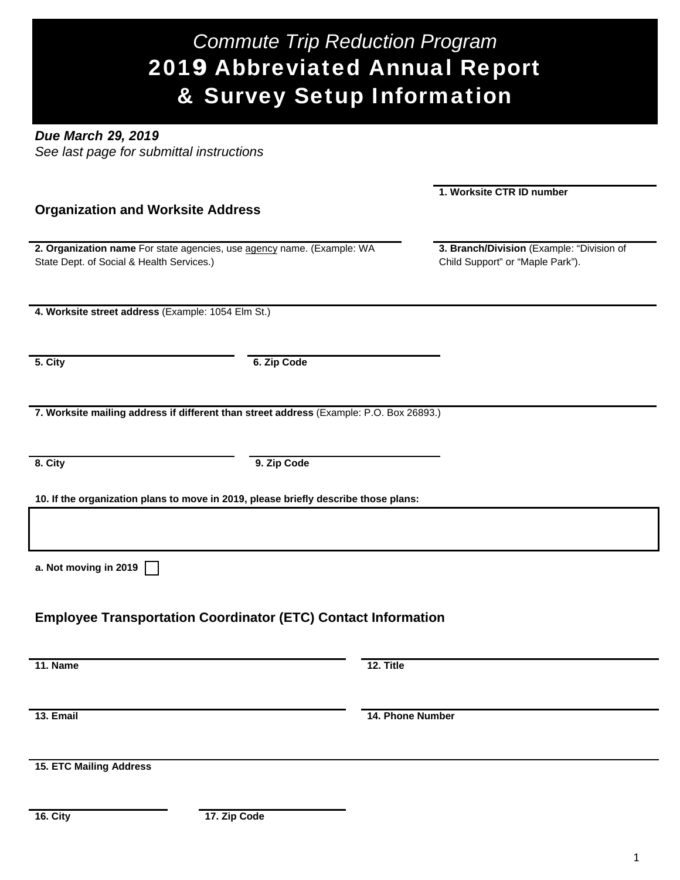# *Commute Trip Reduction Program*
# 2019 Abbreviated Annual Report & Survey Setup Information

***Due March 29, 2019***
*See last page for submittal instructions*

**1. Worksite CTR ID number**

## Organization and Worksite Address

**2. Organization name** For state agencies, use agency name. (Example: WA State Dept. of Social & Health Services.)

**3. Branch/Division** (Example: "Division of Child Support" or "Maple Park").

**4. Worksite street address** (Example: 1054 Elm St.)

**5. City**

**6. Zip Code**

**7. Worksite mailing address if different than street address** (Example: P.O. Box 26893.)

**8. City**

**9. Zip Code**

**10. If the organization plans to move in 2019, please briefly describe those plans:**

**a. Not moving in 2019** ☐

## Employee Transportation Coordinator (ETC) Contact Information

**11. Name**

**12. Title**

**13. Email**

**14. Phone Number**

**15. ETC Mailing Address**

**16. City**

**17. Zip Code**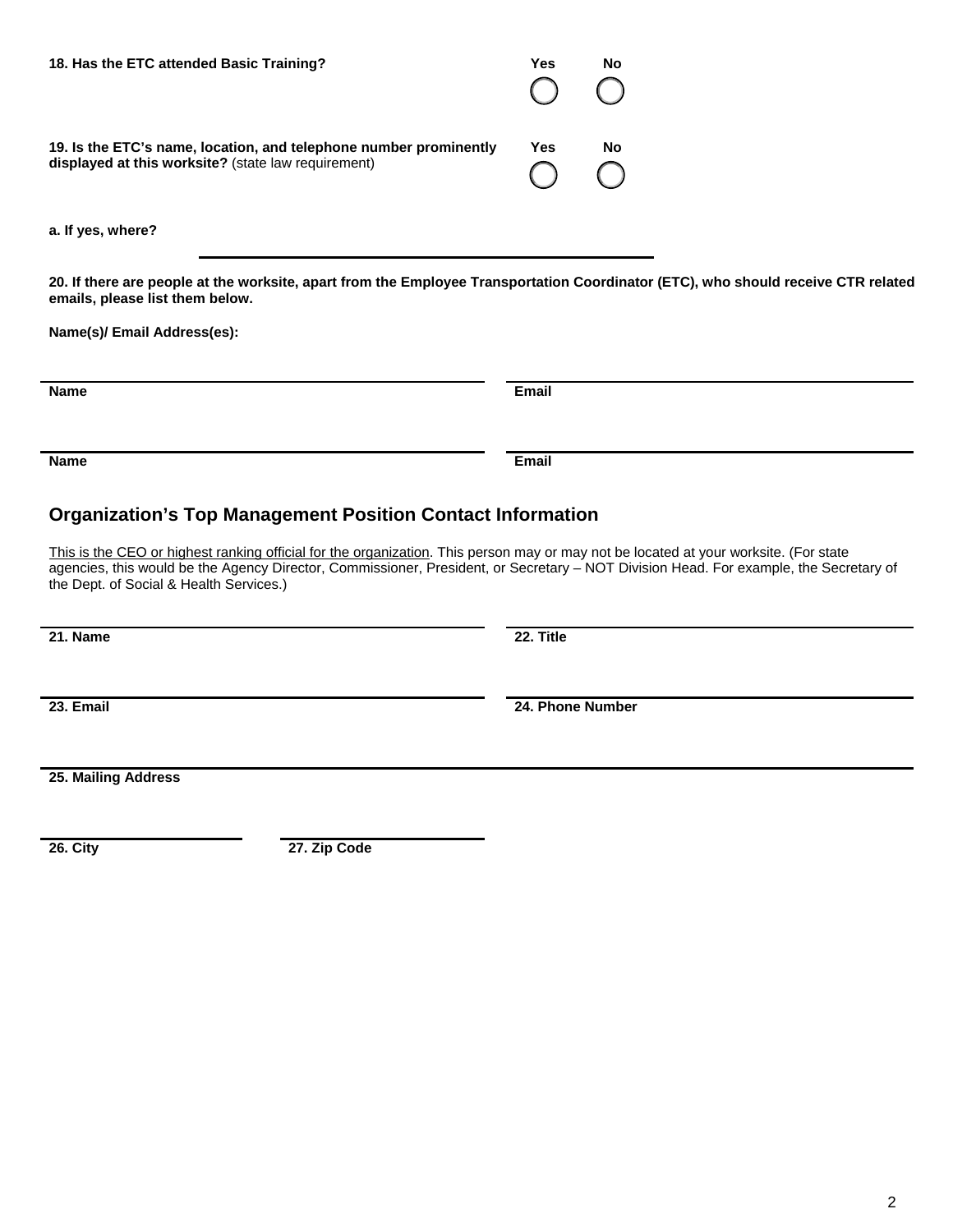**18. Has the ETC attended Basic Training?**

Yes ◯ No ◯

**19. Is the ETC's name, location, and telephone number prominently displayed at this worksite?** (state law requirement)

Yes ◯ No ◯

**a. If yes, where?**

______________________________________________

**20. If there are people at the worksite, apart from the Employee Transportation Coordinator (ETC), who should receive CTR related emails, please list them below.**

**Name(s)/ Email Address(es):**

| **Name** | **Email** |
|---|---|
| | |

| **Name** | **Email** |
|---|---|
| | |

## Organization's Top Management Position Contact Information

This is the CEO or highest ranking official for the organization. This person may or may not be located at your worksite. (For state agencies, this would be the Agency Director, Commissioner, President, or Secretary – NOT Division Head. For example, the Secretary of the Dept. of Social & Health Services.)

| **21. Name** | **22. Title** |
|---|---|
| | |

| **23. Email** | **24. Phone Number** |
|---|---|
| | |

**25. Mailing Address**

| **26. City** | **27. Zip Code** |
|---|---|
| | |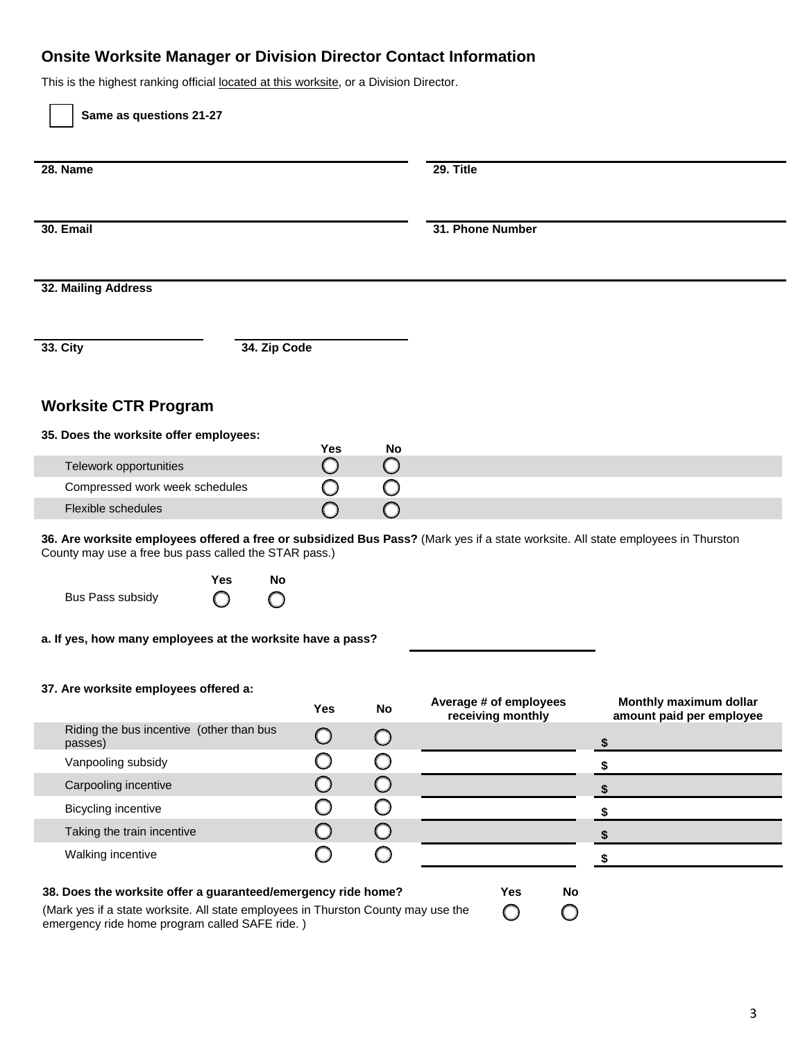## Onsite Worksite Manager or Division Director Contact Information

This is the highest ranking official located at this worksite, or a Division Director.

☐ **Same as questions 21-27**

**28. Name**

**29. Title**

**30. Email**

**31. Phone Number**

**32. Mailing Address**

**33. City**

**34. Zip Code**

## Worksite CTR Program

**35. Does the worksite offer employees:**

| | Yes | No |
|---|---|---|
| Telework opportunities | ○ | ○ |
| Compressed work week schedules | ○ | ○ |
| Flexible schedules | ○ | ○ |

**36. Are worksite employees offered a free or subsidized Bus Pass?** (Mark yes if a state worksite. All state employees in Thurston County may use a free bus pass called the STAR pass.)

| | Yes | No |
|---|---|---|
| Bus Pass subsidy | ○ | ○ |

**a. If yes, how many employees at the worksite have a pass?** ______________

**37. Are worksite employees offered a:**

| | Yes | No | Average # of employees receiving monthly | Monthly maximum dollar amount paid per employee |
|---|---|---|---|---|
| Riding the bus incentive (other than bus passes) | ○ | ○ | | $ |
| Vanpooling subsidy | ○ | ○ | | $ |
| Carpooling incentive | ○ | ○ | | $ |
| Bicycling incentive | ○ | ○ | | $ |
| Taking the train incentive | ○ | ○ | | $ |
| Walking incentive | ○ | ○ | | $ |

**38. Does the worksite offer a guaranteed/emergency ride home?**
(Mark yes if a state worksite. All state employees in Thurston County may use the emergency ride home program called SAFE ride. )

| Yes | No |
|---|---|
| ○ | ○ |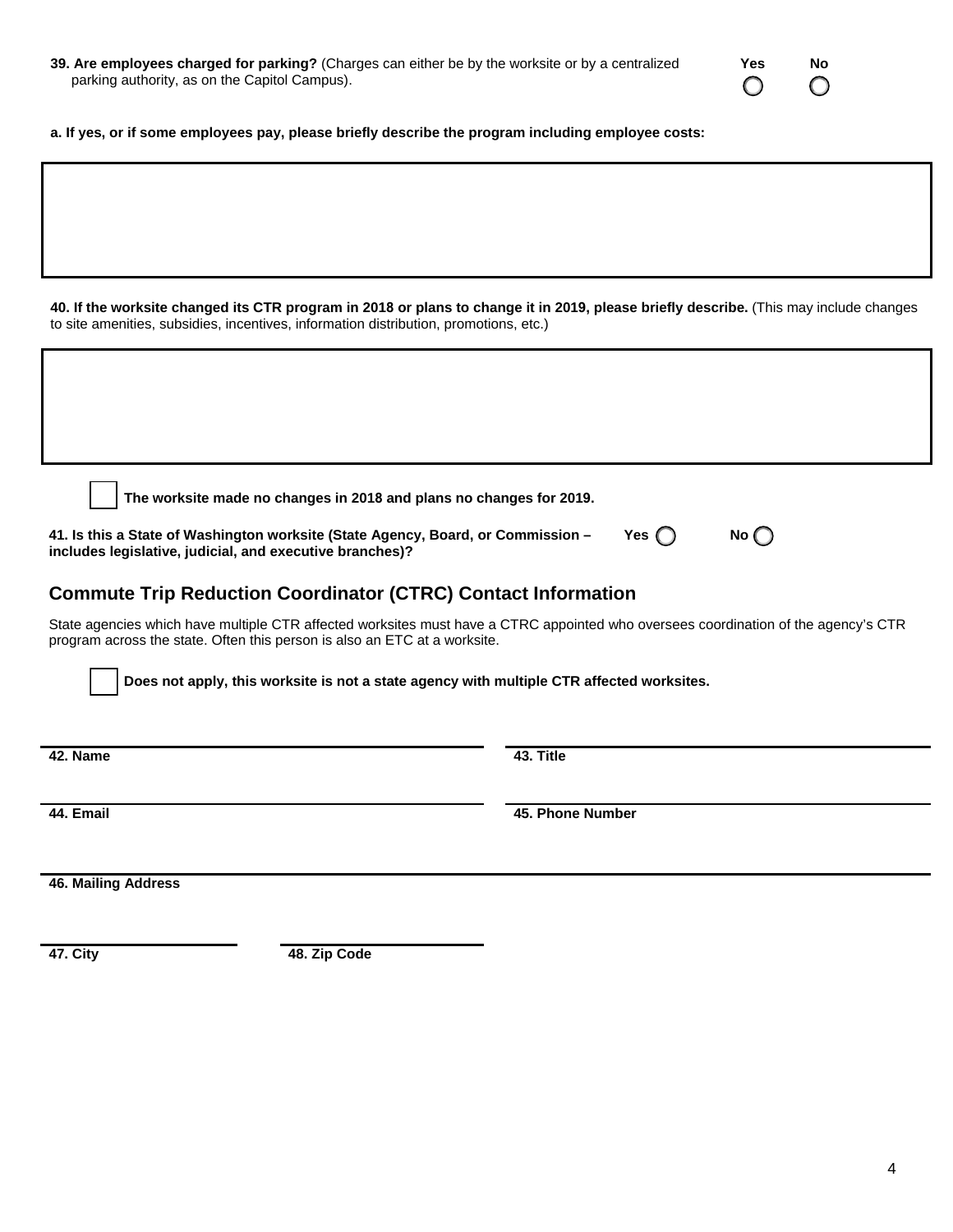**39. Are employees charged for parking?** (Charges can either be by the worksite or by a centralized parking authority, as on the Capitol Campus).

○ Yes ○ No

**a. If yes, or if some employees pay, please briefly describe the program including employee costs:**

**40. If the worksite changed its CTR program in 2018 or plans to change it in 2019, please briefly describe.** (This may include changes to site amenities, subsidies, incentives, information distribution, promotions, etc.)

☐ **The worksite made no changes in 2018 and plans no changes for 2019.**

**41. Is this a State of Washington worksite (State Agency, Board, or Commission – includes legislative, judicial, and executive branches)?** Yes ○ No ○

## Commute Trip Reduction Coordinator (CTRC) Contact Information

State agencies which have multiple CTR affected worksites must have a CTRC appointed who oversees coordination of the agency's CTR program across the state. Often this person is also an ETC at a worksite.

☐ **Does not apply, this worksite is not a state agency with multiple CTR affected worksites.**

**42. Name**

**43. Title**

**44. Email**

**45. Phone Number**

**46. Mailing Address**

**47. City**

**48. Zip Code**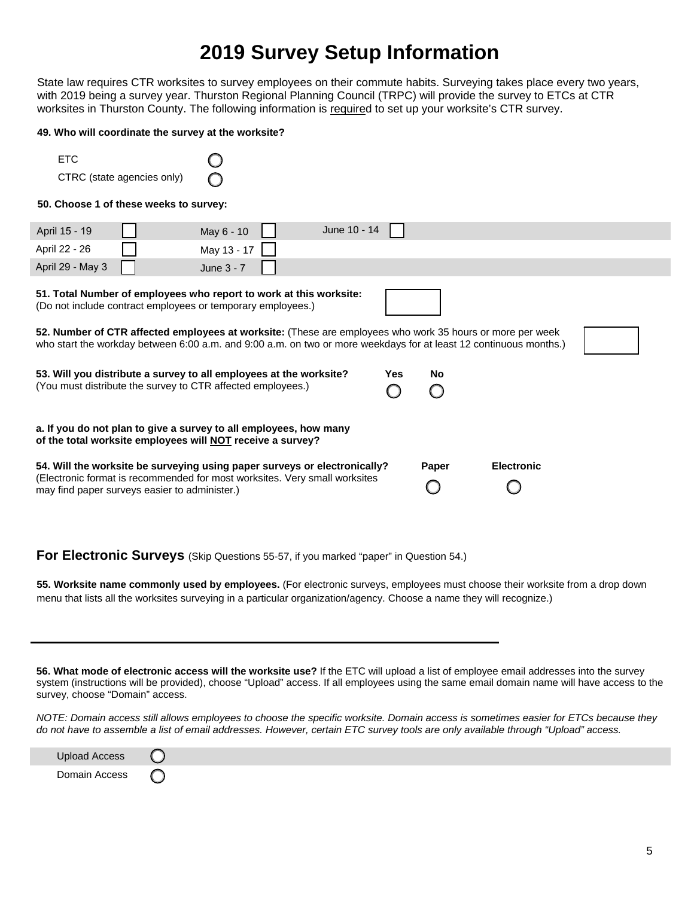# 2019 Survey Setup Information

State law requires CTR worksites to survey employees on their commute habits. Surveying takes place every two years, with 2019 being a survey year. Thurston Regional Planning Council (TRPC) will provide the survey to ETCs at CTR worksites in Thurston County. The following information is required to set up your worksite's CTR survey.

**49. Who will coordinate the survey at the worksite?**

- ETC ○
- CTRC (state agencies only) ○

**50. Choose 1 of these weeks to survey:**

| | | | | | |
|---|---|---|---|---|---|
| April 15 - 19 | ☐ | May 6 - 10 | ☐ | June 10 - 14 | ☐ |
| April 22 - 26 | ☐ | May 13 - 17 | ☐ | | |
| April 29 - May 3 | ☐ | June 3 - 7 | ☐ | | |

**51. Total Number of employees who report to work at this worksite:**
(Do not include contract employees or temporary employees.)

**52. Number of CTR affected employees at worksite:** (These are employees who work 35 hours or more per week who start the workday between 6:00 a.m. and 9:00 a.m. on two or more weekdays for at least 12 continuous months.)

**53. Will you distribute a survey to all employees at the worksite?** (You must distribute the survey to CTR affected employees.)

**Yes** ○ **No** ○

**a. If you do not plan to give a survey to all employees, how many of the total worksite employees will NOT receive a survey?**

**54. Will the worksite be surveying using paper surveys or electronically?**
(Electronic format is recommended for most worksites. Very small worksites may find paper surveys easier to administer.)

**Paper** ○ **Electronic** ○

## For Electronic Surveys (Skip Questions 55-57, if you marked "paper" in Question 54.)

**55. Worksite name commonly used by employees.** (For electronic surveys, employees must choose their worksite from a drop down menu that lists all the worksites surveying in a particular organization/agency. Choose a name they will recognize.)

\_\_\_\_\_\_\_\_\_\_\_\_\_\_\_\_\_\_\_\_\_\_\_\_\_\_\_\_\_\_\_\_\_\_\_\_\_\_\_\_\_\_\_\_\_\_\_\_

**56. What mode of electronic access will the worksite use?** If the ETC will upload a list of employee email addresses into the survey system (instructions will be provided), choose "Upload" access. If all employees using the same email domain name will have access to the survey, choose "Domain" access.

*NOTE: Domain access still allows employees to choose the specific worksite. Domain access is sometimes easier for ETCs because they do not have to assemble a list of email addresses. However, certain ETC survey tools are only available through "Upload" access.*

- Upload Access ○
- Domain Access ○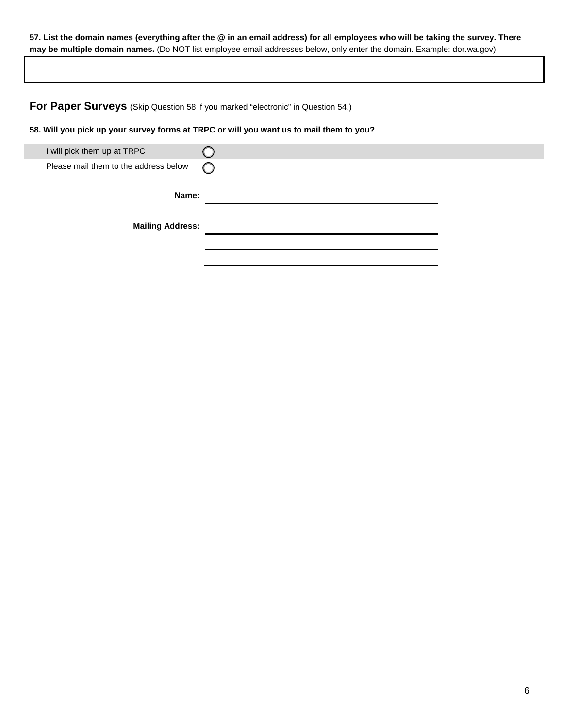**57. List the domain names (everything after the @ in an email address) for all employees who will be taking the survey. There may be multiple domain names.** (Do NOT list employee email addresses below, only enter the domain. Example: dor.wa.gov)

&nbsp;

## For Paper Surveys (Skip Question 58 if you marked "electronic" in Question 54.)

**58. Will you pick up your survey forms at TRPC or will you want us to mail them to you?**

| | |
|---|---|
| I will pick them up at TRPC | ○ |
| Please mail them to the address below | ○ |

**Name:** ______________________________

**Mailing Address:** ______________________________

______________________________

______________________________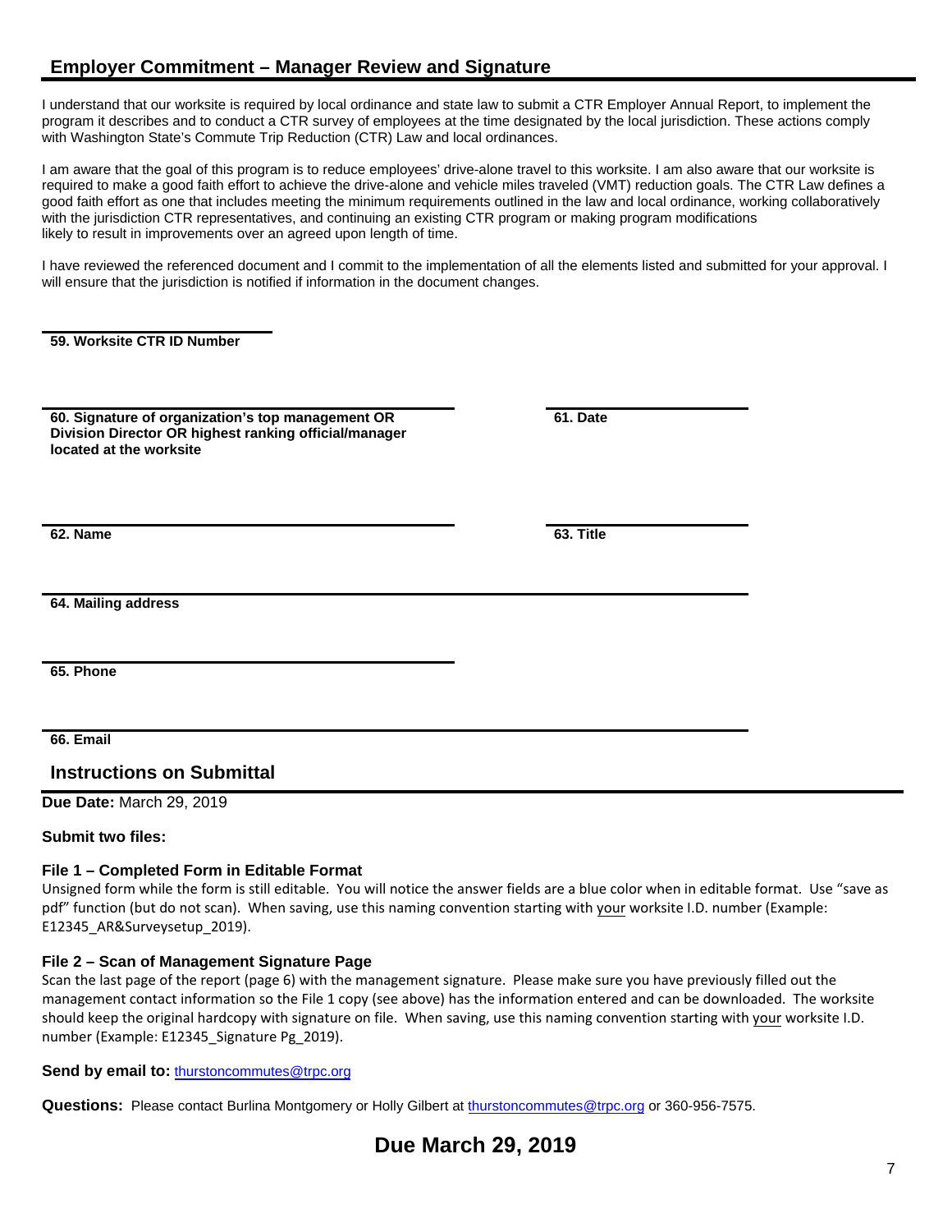## Employer Commitment – Manager Review and Signature

I understand that our worksite is required by local ordinance and state law to submit a CTR Employer Annual Report, to implement the program it describes and to conduct a CTR survey of employees at the time designated by the local jurisdiction. These actions comply with Washington State's Commute Trip Reduction (CTR) Law and local ordinances.

I am aware that the goal of this program is to reduce employees' drive-alone travel to this worksite. I am also aware that our worksite is required to make a good faith effort to achieve the drive-alone and vehicle miles traveled (VMT) reduction goals. The CTR Law defines a good faith effort as one that includes meeting the minimum requirements outlined in the law and local ordinance, working collaboratively with the jurisdiction CTR representatives, and continuing an existing CTR program or making program modifications likely to result in improvements over an agreed upon length of time.

I have reviewed the referenced document and I commit to the implementation of all the elements listed and submitted for your approval. I will ensure that the jurisdiction is notified if information in the document changes.

**59. Worksite CTR ID Number**

**60. Signature of organization's top management OR Division Director OR highest ranking official/manager located at the worksite**

**61. Date**

**62. Name**

**63. Title**

**64. Mailing address**

**65. Phone**

**66. Email**

## Instructions on Submittal

**Due Date:** March 29, 2019

**Submit two files:**

**File 1 – Completed Form in Editable Format**
Unsigned form while the form is still editable. You will notice the answer fields are a blue color when in editable format. Use "save as pdf" function (but do not scan). When saving, use this naming convention starting with your worksite I.D. number (Example: E12345_AR&Surveysetup_2019).

**File 2 – Scan of Management Signature Page**
Scan the last page of the report (page 6) with the management signature. Please make sure you have previously filled out the management contact information so the File 1 copy (see above) has the information entered and can be downloaded. The worksite should keep the original hardcopy with signature on file. When saving, use this naming convention starting with your worksite I.D. number (Example: E12345_Signature Pg_2019).

**Send by email to:** thurstoncommutes@trpc.org

**Questions:** Please contact Burlina Montgomery or Holly Gilbert at thurstoncommutes@trpc.org or 360-956-7575.

**Due March 29, 2019**